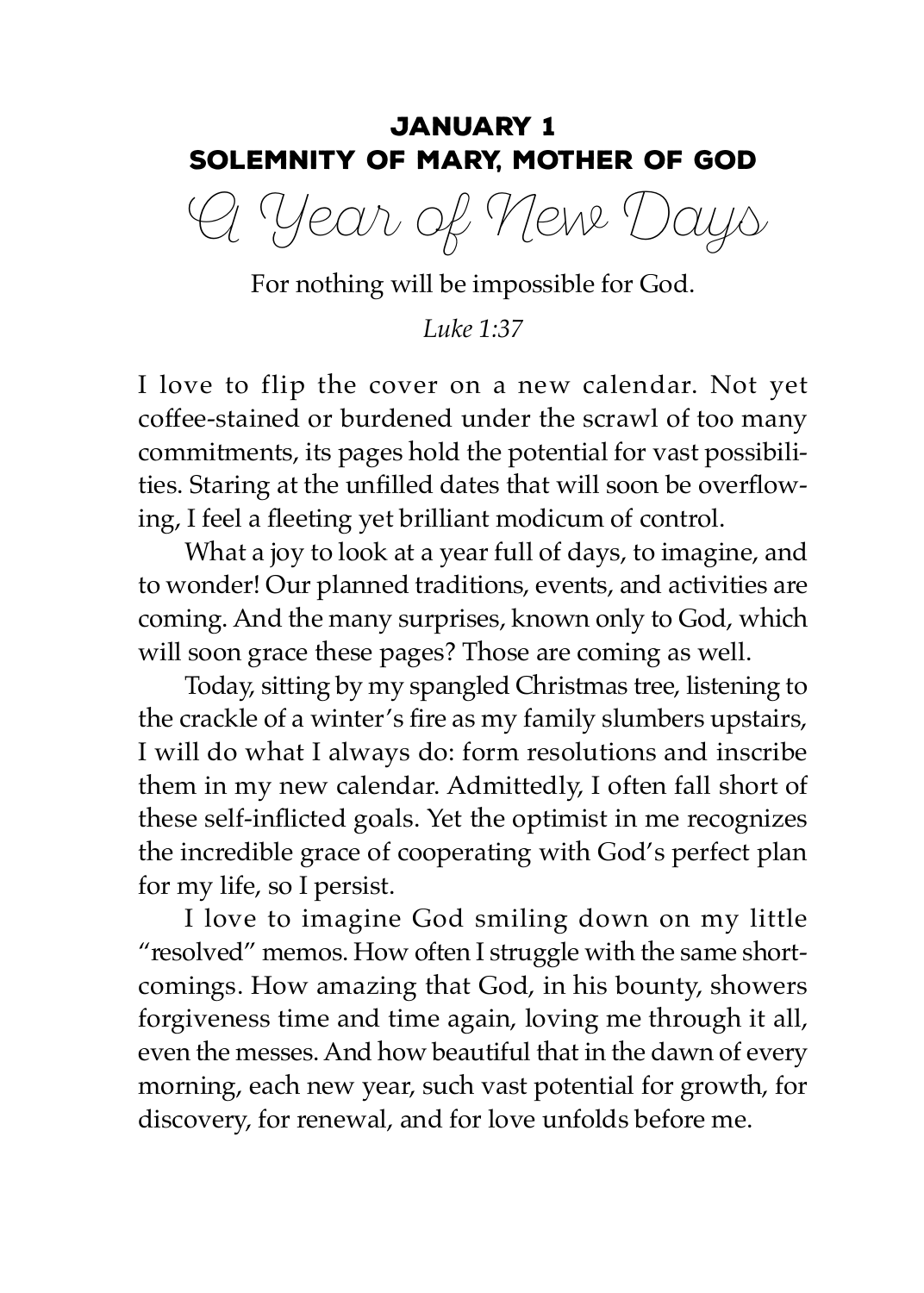## JANUARY 1
## SOLEMNITY OF MARY, MOTHER OF GOD

# A Year of New Days

For nothing will be impossible for God.

*Luke 1:37*

I love to flip the cover on a new calendar. Not yet coffee-stained or burdened under the scrawl of too many commitments, its pages hold the potential for vast possibilities. Staring at the unfilled dates that will soon be overflowing, I feel a fleeting yet brilliant modicum of control.

What a joy to look at a year full of days, to imagine, and to wonder! Our planned traditions, events, and activities are coming. And the many surprises, known only to God, which will soon grace these pages? Those are coming as well.

Today, sitting by my spangled Christmas tree, listening to the crackle of a winter's fire as my family slumbers upstairs, I will do what I always do: form resolutions and inscribe them in my new calendar. Admittedly, I often fall short of these self-inflicted goals. Yet the optimist in me recognizes the incredible grace of cooperating with God's perfect plan for my life, so I persist.

I love to imagine God smiling down on my little "resolved" memos. How often I struggle with the same shortcomings. How amazing that God, in his bounty, showers forgiveness time and time again, loving me through it all, even the messes. And how beautiful that in the dawn of every morning, each new year, such vast potential for growth, for discovery, for renewal, and for love unfolds before me.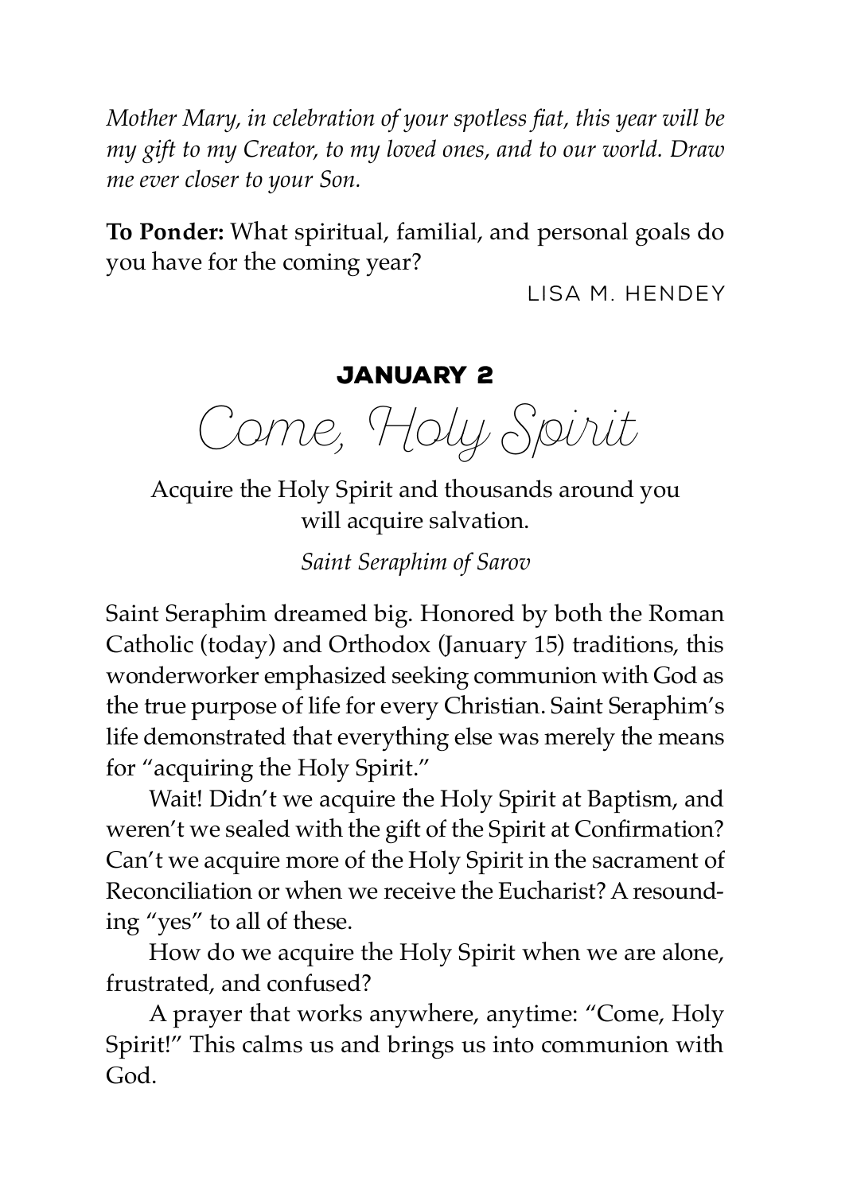*Mother Mary, in celebration of your spotless fiat, this year will be my gift to my Creator, to my loved ones, and to our world. Draw me ever closer to your Son.*

**To Ponder:** What spiritual, familial, and personal goals do you have for the coming year?

LISA M. HENDEY

## JANUARY 2

# Come, Holy Spirit

Acquire the Holy Spirit and thousands around you will acquire salvation.

*Saint Seraphim of Sarov*

Saint Seraphim dreamed big. Honored by both the Roman Catholic (today) and Orthodox (January 15) traditions, this wonderworker emphasized seeking communion with God as the true purpose of life for every Christian. Saint Seraphim's life demonstrated that everything else was merely the means for "acquiring the Holy Spirit."

Wait! Didn't we acquire the Holy Spirit at Baptism, and weren't we sealed with the gift of the Spirit at Confirmation? Can't we acquire more of the Holy Spirit in the sacrament of Reconciliation or when we receive the Eucharist? A resounding "yes" to all of these.

How do we acquire the Holy Spirit when we are alone, frustrated, and confused?

A prayer that works anywhere, anytime: "Come, Holy Spirit!" This calms us and brings us into communion with God.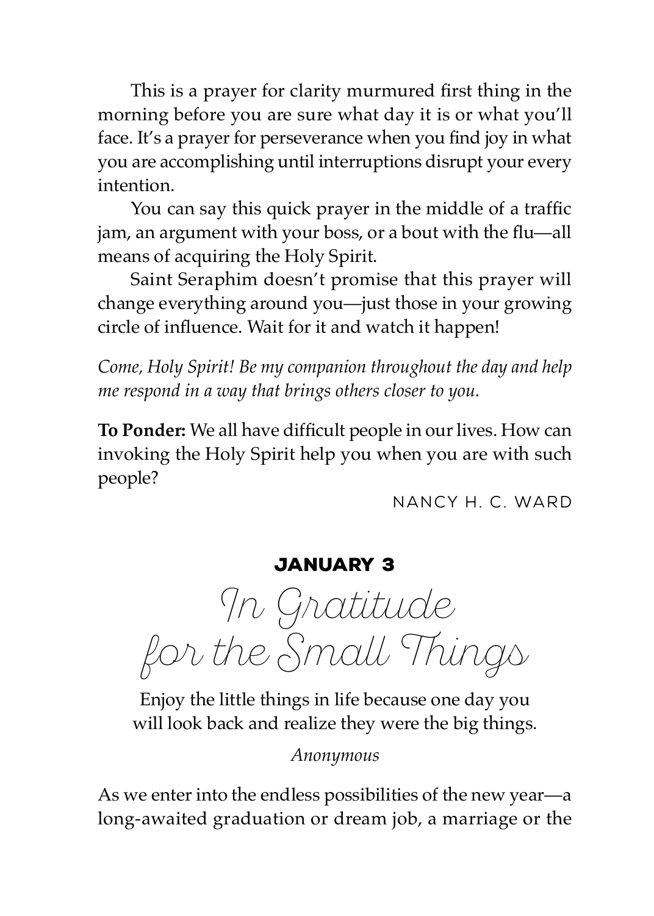This is a prayer for clarity murmured first thing in the morning before you are sure what day it is or what you'll face. It's a prayer for perseverance when you find joy in what you are accomplishing until interruptions disrupt your every intention.

You can say this quick prayer in the middle of a traffic jam, an argument with your boss, or a bout with the flu—all means of acquiring the Holy Spirit.

Saint Seraphim doesn't promise that this prayer will change everything around you—just those in your growing circle of influence. Wait for it and watch it happen!

*Come, Holy Spirit! Be my companion throughout the day and help me respond in a way that brings others closer to you.*

**To Ponder:** We all have difficult people in our lives. How can invoking the Holy Spirit help you when you are with such people?

NANCY H. C. WARD

## JANUARY 3

# In Gratitude for the Small Things

Enjoy the little things in life because one day you will look back and realize they were the big things.

*Anonymous*

As we enter into the endless possibilities of the new year—a long-awaited graduation or dream job, a marriage or the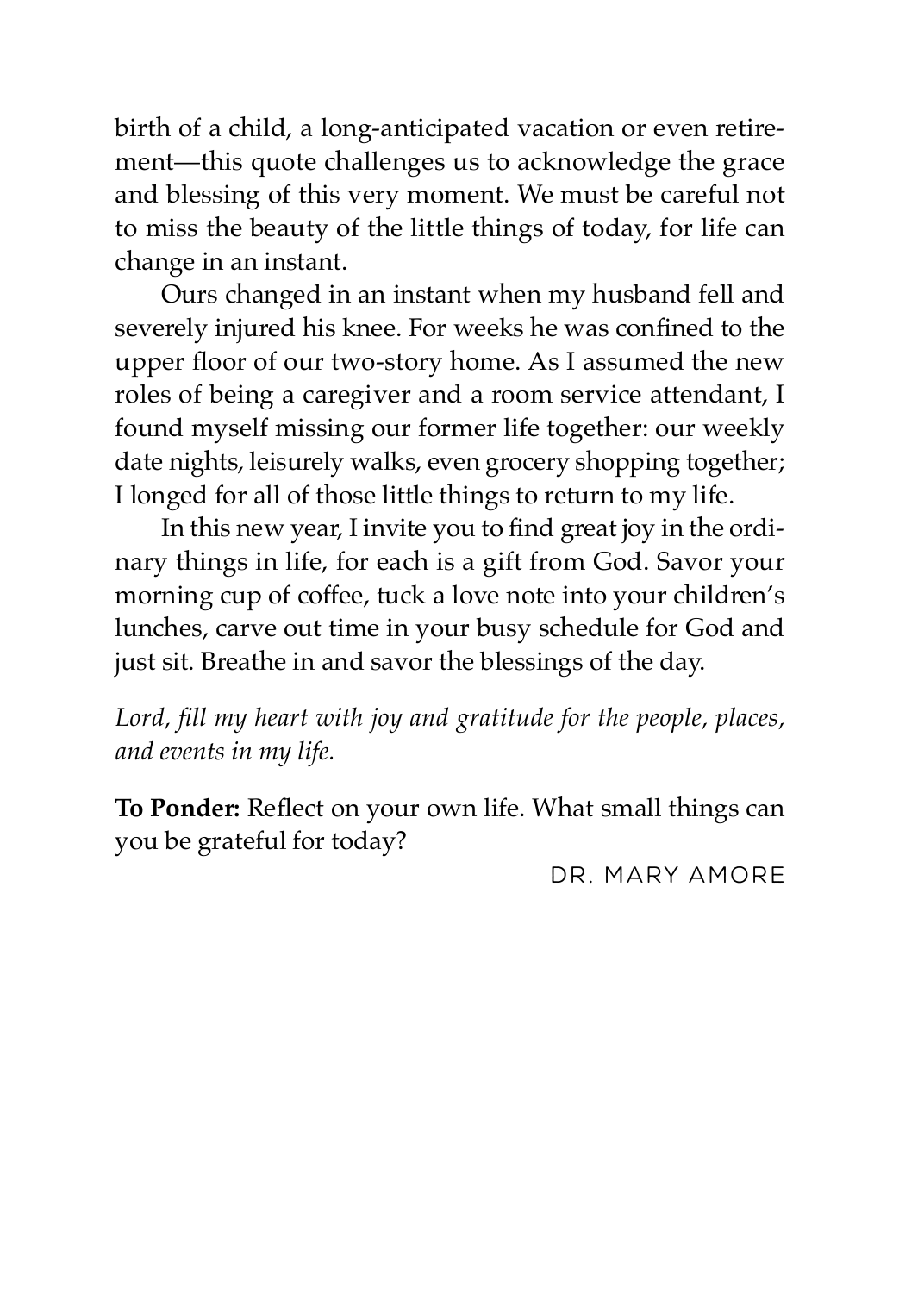birth of a child, a long-anticipated vacation or even retirement—this quote challenges us to acknowledge the grace and blessing of this very moment. We must be careful not to miss the beauty of the little things of today, for life can change in an instant.

Ours changed in an instant when my husband fell and severely injured his knee. For weeks he was confined to the upper floor of our two-story home. As I assumed the new roles of being a caregiver and a room service attendant, I found myself missing our former life together: our weekly date nights, leisurely walks, even grocery shopping together; I longed for all of those little things to return to my life.

In this new year, I invite you to find great joy in the ordinary things in life, for each is a gift from God. Savor your morning cup of coffee, tuck a love note into your children's lunches, carve out time in your busy schedule for God and just sit. Breathe in and savor the blessings of the day.

*Lord, fill my heart with joy and gratitude for the people, places, and events in my life.*

**To Ponder:** Reflect on your own life. What small things can you be grateful for today?

DR. MARY AMORE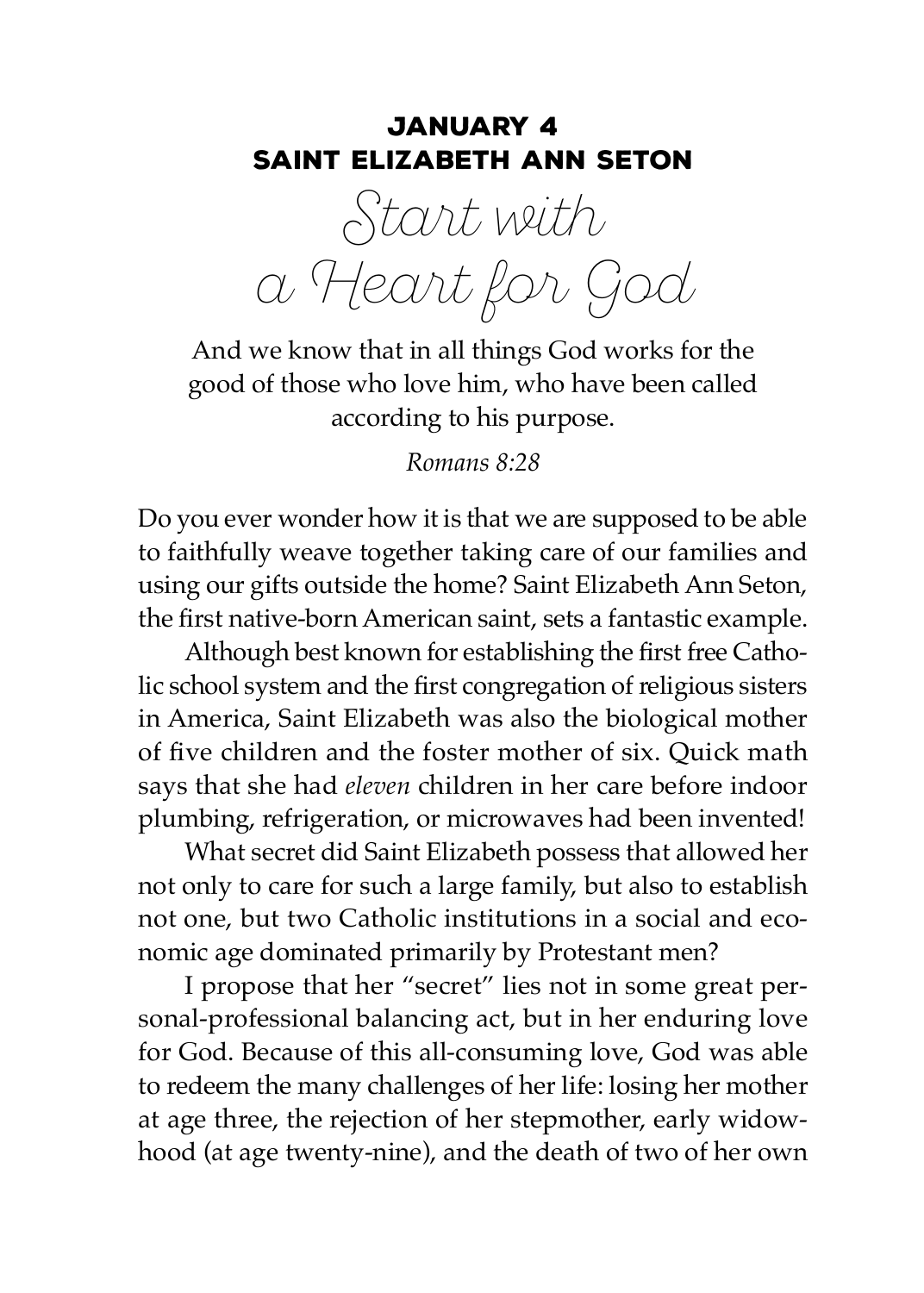## JANUARY 4
## SAINT ELIZABETH ANN SETON

# *Start with a Heart for God*

And we know that in all things God works for the good of those who love him, who have been called according to his purpose.

*Romans 8:28*

Do you ever wonder how it is that we are supposed to be able to faithfully weave together taking care of our families and using our gifts outside the home? Saint Elizabeth Ann Seton, the first native-born American saint, sets a fantastic example.

Although best known for establishing the first free Catholic school system and the first congregation of religious sisters in America, Saint Elizabeth was also the biological mother of five children and the foster mother of six. Quick math says that she had *eleven* children in her care before indoor plumbing, refrigeration, or microwaves had been invented!

What secret did Saint Elizabeth possess that allowed her not only to care for such a large family, but also to establish not one, but two Catholic institutions in a social and economic age dominated primarily by Protestant men?

I propose that her "secret" lies not in some great personal-professional balancing act, but in her enduring love for God. Because of this all-consuming love, God was able to redeem the many challenges of her life: losing her mother at age three, the rejection of her stepmother, early widowhood (at age twenty-nine), and the death of two of her own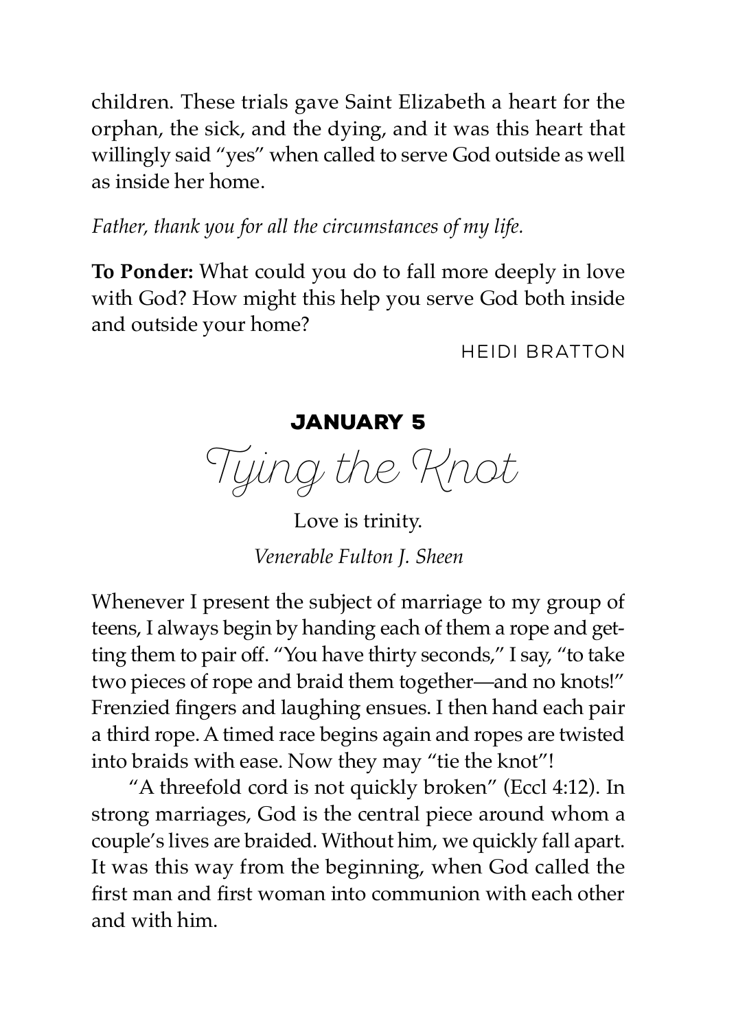children. These trials gave Saint Elizabeth a heart for the orphan, the sick, and the dying, and it was this heart that willingly said "yes" when called to serve God outside as well as inside her home.

*Father, thank you for all the circumstances of my life.*

**To Ponder:** What could you do to fall more deeply in love with God? How might this help you serve God both inside and outside your home?

HEIDI BRATTON

## JANUARY 5

# Tying the Knot

Love is trinity.

*Venerable Fulton J. Sheen*

Whenever I present the subject of marriage to my group of teens, I always begin by handing each of them a rope and getting them to pair off. "You have thirty seconds," I say, "to take two pieces of rope and braid them together—and no knots!" Frenzied fingers and laughing ensues. I then hand each pair a third rope. A timed race begins again and ropes are twisted into braids with ease. Now they may "tie the knot"!

"A threefold cord is not quickly broken" (Eccl 4:12). In strong marriages, God is the central piece around whom a couple's lives are braided. Without him, we quickly fall apart. It was this way from the beginning, when God called the first man and first woman into communion with each other and with him.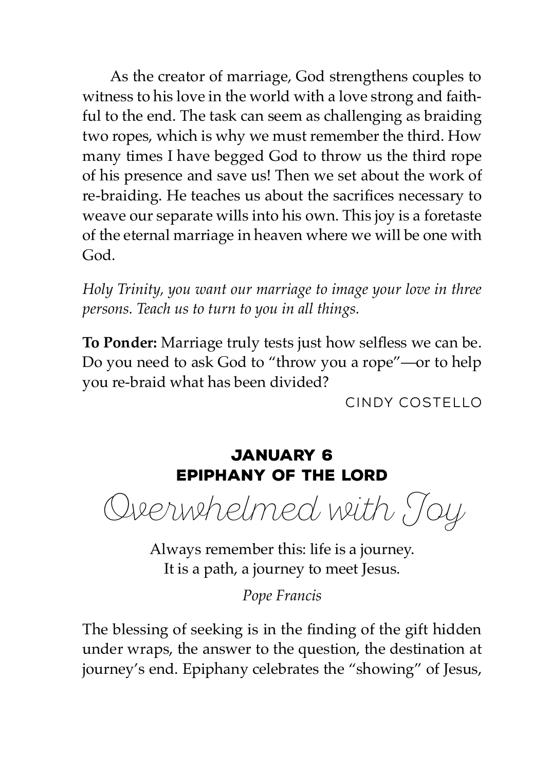As the creator of marriage, God strengthens couples to witness to his love in the world with a love strong and faithful to the end. The task can seem as challenging as braiding two ropes, which is why we must remember the third. How many times I have begged God to throw us the third rope of his presence and save us! Then we set about the work of re-braiding. He teaches us about the sacrifices necessary to weave our separate wills into his own. This joy is a foretaste of the eternal marriage in heaven where we will be one with God.

*Holy Trinity, you want our marriage to image your love in three persons. Teach us to turn to you in all things.*

**To Ponder:** Marriage truly tests just how selfless we can be. Do you need to ask God to "throw you a rope"—or to help you re-braid what has been divided?

CINDY COSTELLO

## JANUARY 6
## EPIPHANY OF THE LORD

# Overwhelmed with Joy

Always remember this: life is a journey.
It is a path, a journey to meet Jesus.

*Pope Francis*

The blessing of seeking is in the finding of the gift hidden under wraps, the answer to the question, the destination at journey's end. Epiphany celebrates the "showing" of Jesus,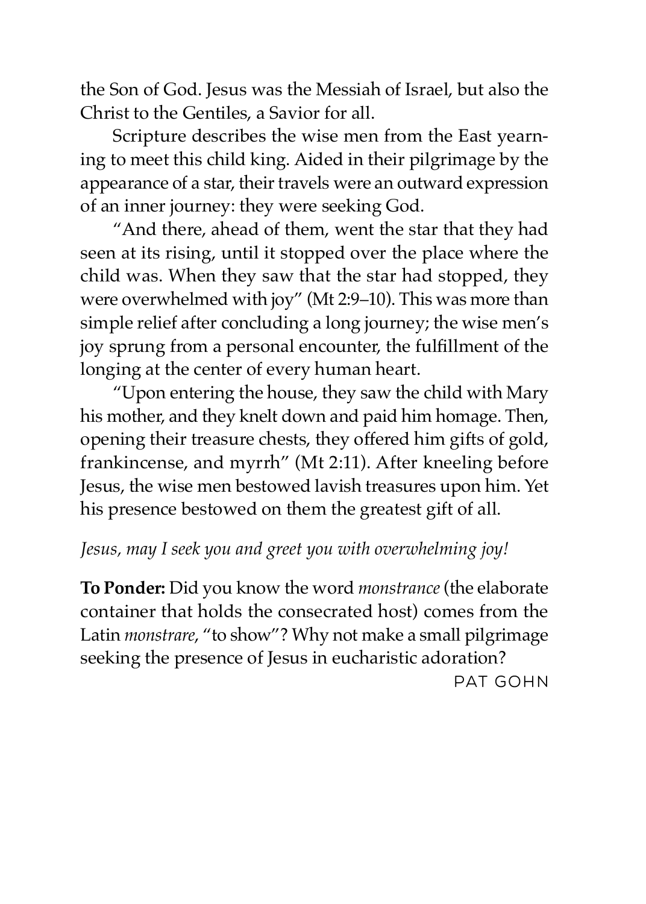the Son of God. Jesus was the Messiah of Israel, but also the Christ to the Gentiles, a Savior for all.

Scripture describes the wise men from the East yearning to meet this child king. Aided in their pilgrimage by the appearance of a star, their travels were an outward expression of an inner journey: they were seeking God.

"And there, ahead of them, went the star that they had seen at its rising, until it stopped over the place where the child was. When they saw that the star had stopped, they were overwhelmed with joy" (Mt 2:9–10). This was more than simple relief after concluding a long journey; the wise men's joy sprung from a personal encounter, the fulfillment of the longing at the center of every human heart.

"Upon entering the house, they saw the child with Mary his mother, and they knelt down and paid him homage. Then, opening their treasure chests, they offered him gifts of gold, frankincense, and myrrh" (Mt 2:11). After kneeling before Jesus, the wise men bestowed lavish treasures upon him. Yet his presence bestowed on them the greatest gift of all.

*Jesus, may I seek you and greet you with overwhelming joy!*

**To Ponder:** Did you know the word *monstrance* (the elaborate container that holds the consecrated host) comes from the Latin *monstrare*, "to show"? Why not make a small pilgrimage seeking the presence of Jesus in eucharistic adoration?

PAT GOHN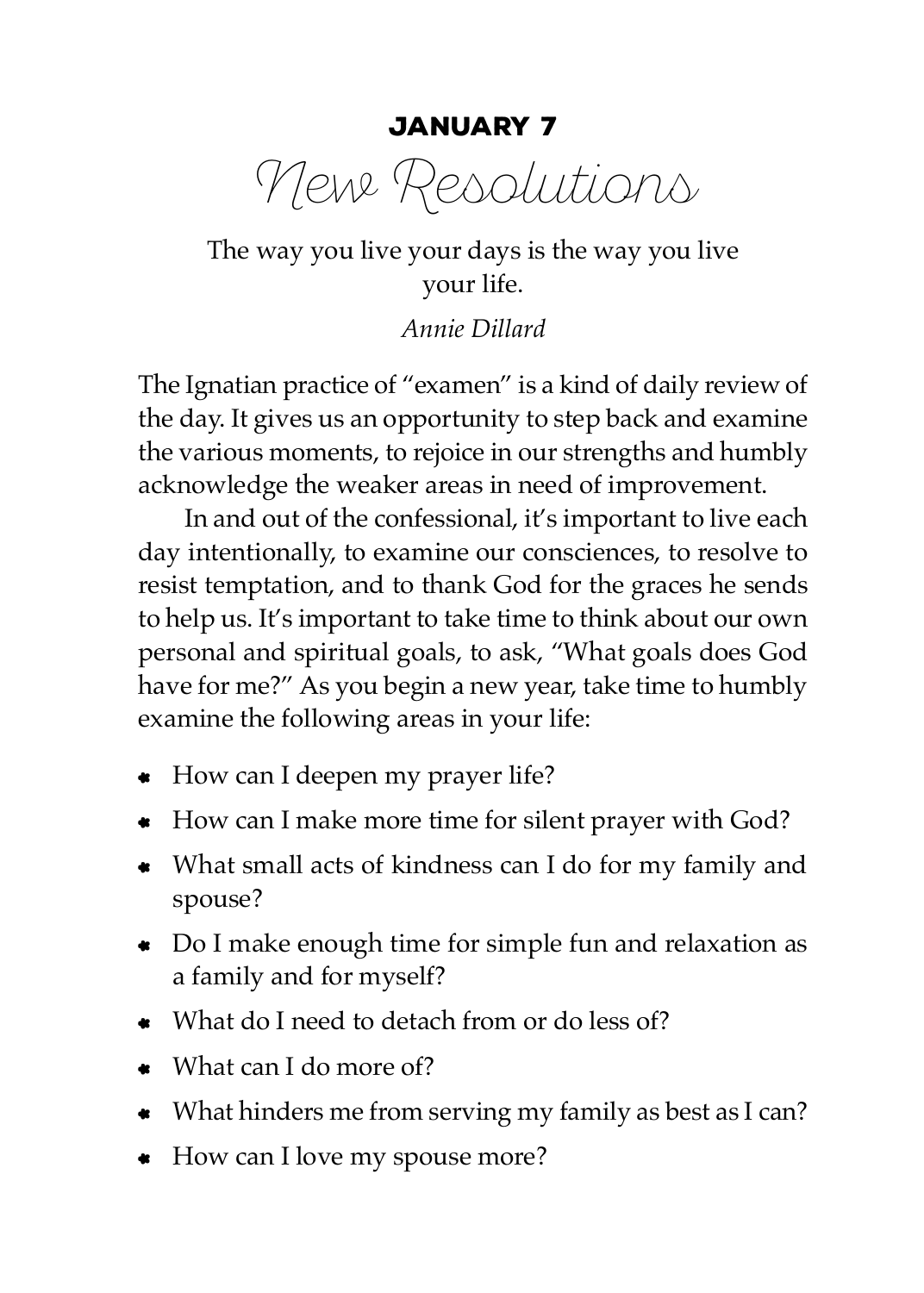**JANUARY 7**

# New Resolutions

The way you live your days is the way you live your life.

*Annie Dillard*

The Ignatian practice of "examen" is a kind of daily review of the day. It gives us an opportunity to step back and examine the various moments, to rejoice in our strengths and humbly acknowledge the weaker areas in need of improvement.

In and out of the confessional, it's important to live each day intentionally, to examine our consciences, to resolve to resist temptation, and to thank God for the graces he sends to help us. It's important to take time to think about our own personal and spiritual goals, to ask, "What goals does God have for me?" As you begin a new year, take time to humbly examine the following areas in your life:

- How can I deepen my prayer life?
- How can I make more time for silent prayer with God?
- What small acts of kindness can I do for my family and spouse?
- Do I make enough time for simple fun and relaxation as a family and for myself?
- What do I need to detach from or do less of?
- What can I do more of?
- What hinders me from serving my family as best as I can?
- How can I love my spouse more?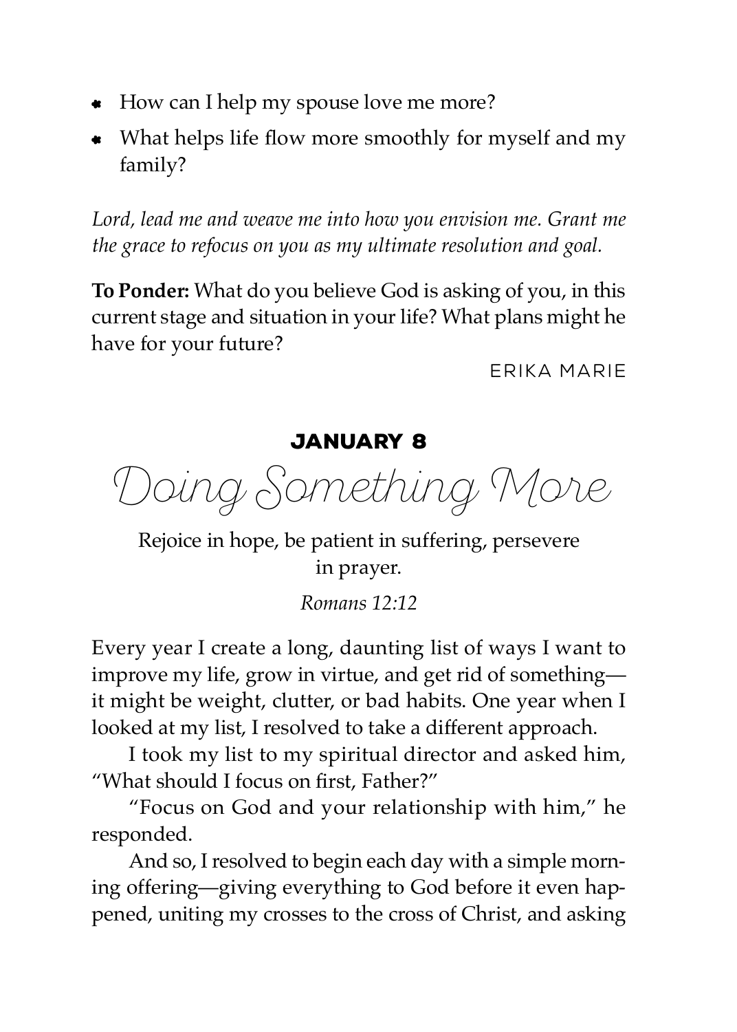- How can I help my spouse love me more?
- What helps life flow more smoothly for myself and my family?

*Lord, lead me and weave me into how you envision me. Grant me the grace to refocus on you as my ultimate resolution and goal.*

**To Ponder:** What do you believe God is asking of you, in this current stage and situation in your life? What plans might he have for your future?

ERIKA MARIE

## JANUARY 8

# Doing Something More

Rejoice in hope, be patient in suffering, persevere in prayer.

*Romans 12:12*

Every year I create a long, daunting list of ways I want to improve my life, grow in virtue, and get rid of something—it might be weight, clutter, or bad habits. One year when I looked at my list, I resolved to take a different approach.

I took my list to my spiritual director and asked him, “What should I focus on first, Father?”

“Focus on God and your relationship with him,” he responded.

And so, I resolved to begin each day with a simple morning offering—giving everything to God before it even happened, uniting my crosses to the cross of Christ, and asking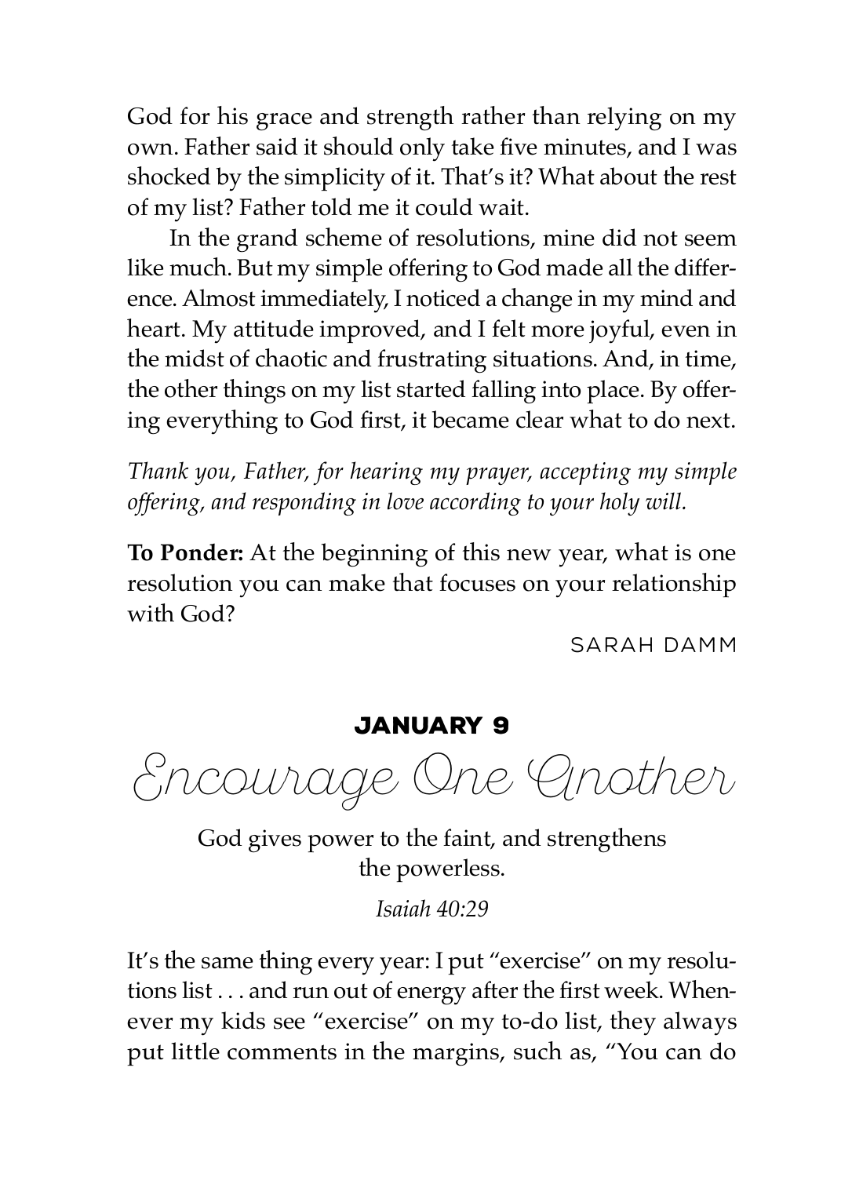God for his grace and strength rather than relying on my own. Father said it should only take five minutes, and I was shocked by the simplicity of it. That's it? What about the rest of my list? Father told me it could wait.

In the grand scheme of resolutions, mine did not seem like much. But my simple offering to God made all the difference. Almost immediately, I noticed a change in my mind and heart. My attitude improved, and I felt more joyful, even in the midst of chaotic and frustrating situations. And, in time, the other things on my list started falling into place. By offering everything to God first, it became clear what to do next.

*Thank you, Father, for hearing my prayer, accepting my simple offering, and responding in love according to your holy will.*

**To Ponder:** At the beginning of this new year, what is one resolution you can make that focuses on your relationship with God?

SARAH DAMM

## JANUARY 9

# Encourage One Another

God gives power to the faint, and strengthens the powerless.

*Isaiah 40:29*

It's the same thing every year: I put "exercise" on my resolutions list . . . and run out of energy after the first week. Whenever my kids see "exercise" on my to-do list, they always put little comments in the margins, such as, "You can do